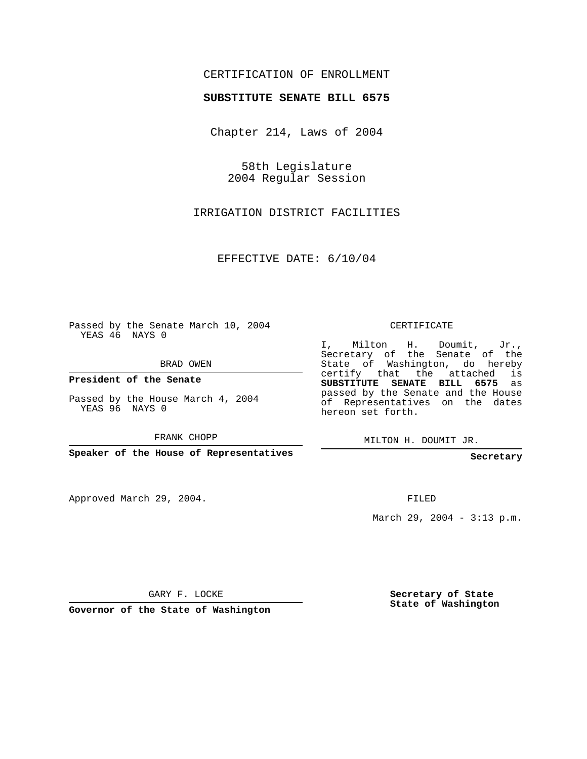CERTIFICATION OF ENROLLMENT

**SUBSTITUTE SENATE BILL 6575**

Chapter 214, Laws of 2004

58th Legislature
2004 Regular Session

IRRIGATION DISTRICT FACILITIES

EFFECTIVE DATE: 6/10/04

Passed by the Senate March 10, 2004
YEAS 46 NAYS 0

BRAD OWEN

**President of the Senate**

Passed by the House March 4, 2004
YEAS 96 NAYS 0

FRANK CHOPP

**Speaker of the House of Representatives**

CERTIFICATE

I, Milton H. Doumit, Jr., Secretary of the Senate of the State of Washington, do hereby certify that the attached is **SUBSTITUTE SENATE BILL 6575** as passed by the Senate and the House of Representatives on the dates hereon set forth.

MILTON H. DOUMIT JR.

**Secretary**

Approved March 29, 2004.

FILED

March 29, 2004 - 3:13 p.m.

GARY F. LOCKE

**Governor of the State of Washington**

**Secretary of State**
**State of Washington**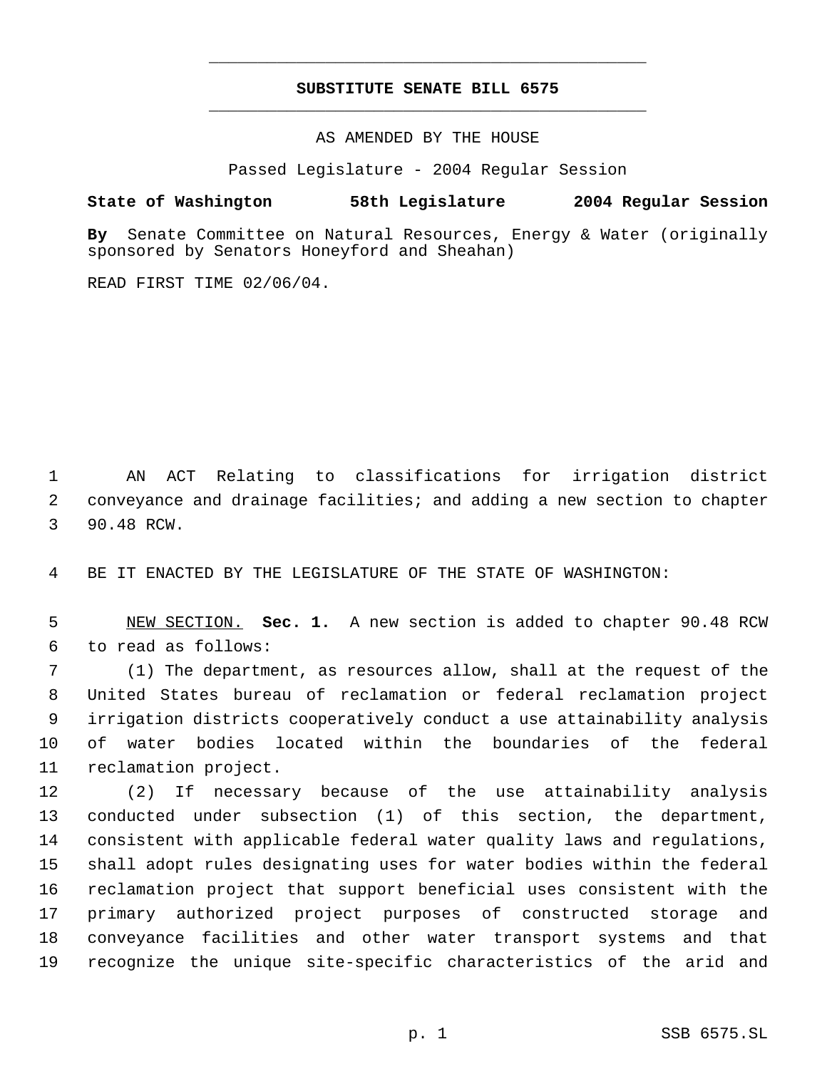# SUBSTITUTE SENATE BILL 6575

AS AMENDED BY THE HOUSE

Passed Legislature - 2004 Regular Session

**State of Washington 58th Legislature 2004 Regular Session**

**By** Senate Committee on Natural Resources, Energy & Water (originally sponsored by Senators Honeyford and Sheahan)

READ FIRST TIME 02/06/04.

AN ACT Relating to classifications for irrigation district conveyance and drainage facilities; and adding a new section to chapter 90.48 RCW.

BE IT ENACTED BY THE LEGISLATURE OF THE STATE OF WASHINGTON:

NEW SECTION. **Sec. 1.** A new section is added to chapter 90.48 RCW to read as follows:

(1) The department, as resources allow, shall at the request of the United States bureau of reclamation or federal reclamation project irrigation districts cooperatively conduct a use attainability analysis of water bodies located within the boundaries of the federal reclamation project.

(2) If necessary because of the use attainability analysis conducted under subsection (1) of this section, the department, consistent with applicable federal water quality laws and regulations, shall adopt rules designating uses for water bodies within the federal reclamation project that support beneficial uses consistent with the primary authorized project purposes of constructed storage and conveyance facilities and other water transport systems and that recognize the unique site-specific characteristics of the arid and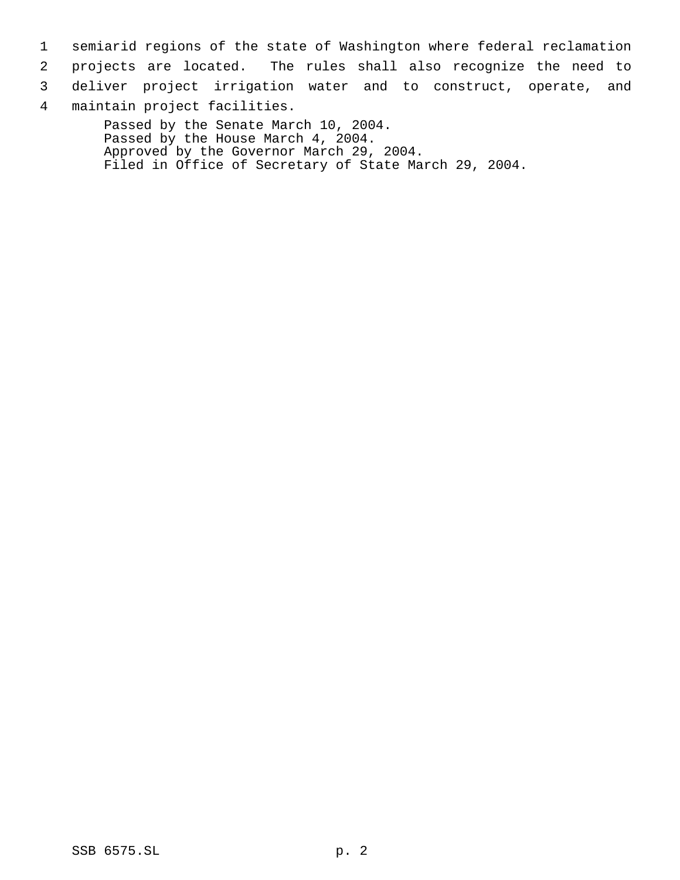semiarid regions of the state of Washington where federal reclamation projects are located. The rules shall also recognize the need to deliver project irrigation water and to construct, operate, and maintain project facilities.

Passed by the Senate March 10, 2004.
Passed by the House March 4, 2004.
Approved by the Governor March 29, 2004.
Filed in Office of Secretary of State March 29, 2004.